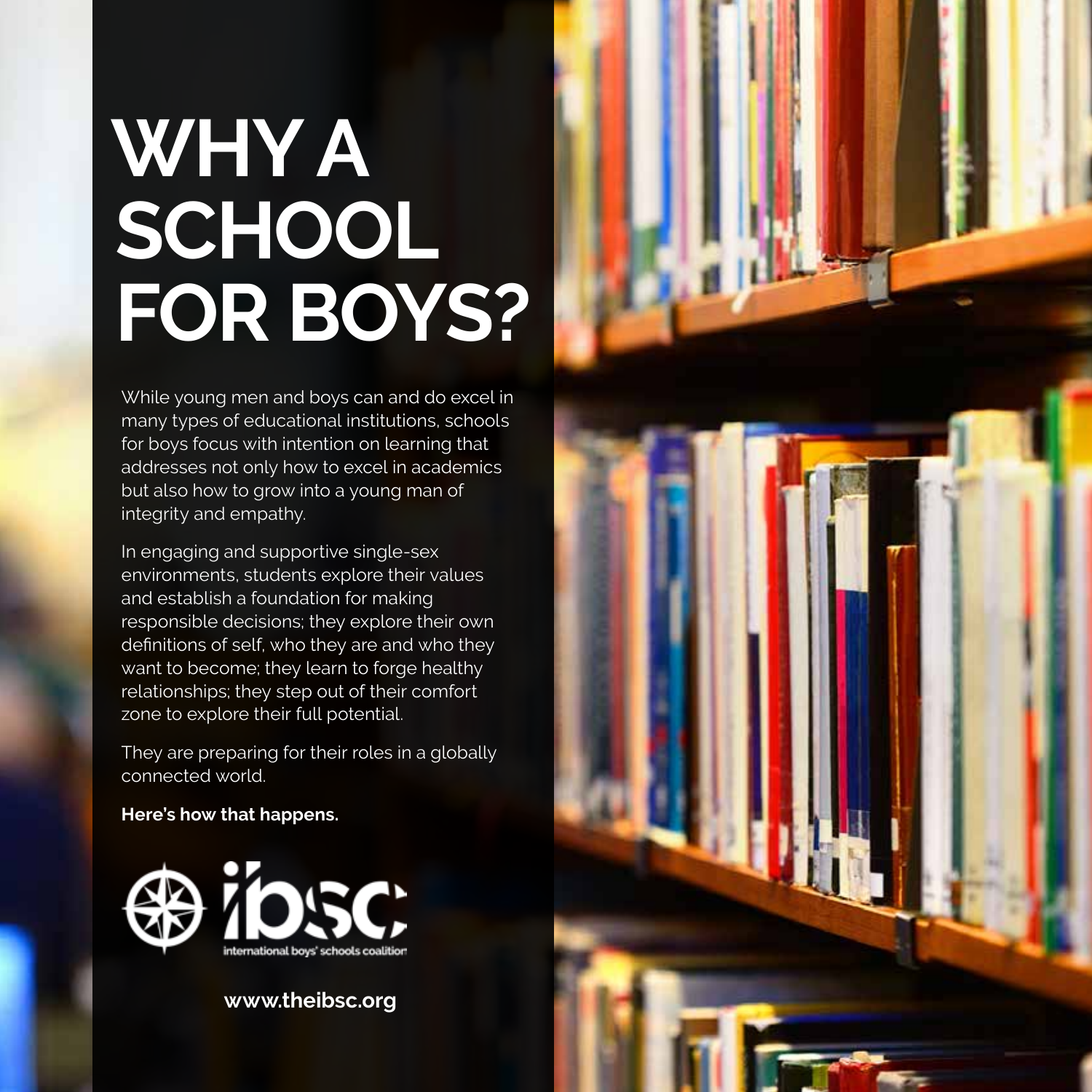# WHY A SCHOOL FOR BOYS?

While young men and boys can and do excel in many types of educational institutions, schools for boys focus with intention on learning that addresses not only how to excel in academics but also how to grow into a young man of integrity and empathy.

In engaging and supportive single-sex environments, students explore their values and establish a foundation for making responsible decisions; they explore their own definitions of self, who they are and who they want to become; they learn to forge healthy relationships; they step out of their comfort zone to explore their full potential.

They are preparing for their roles in a globally connected world.

**Here's how that happens.**

ibsc
international boys' schools coalition

**www.theibsc.org**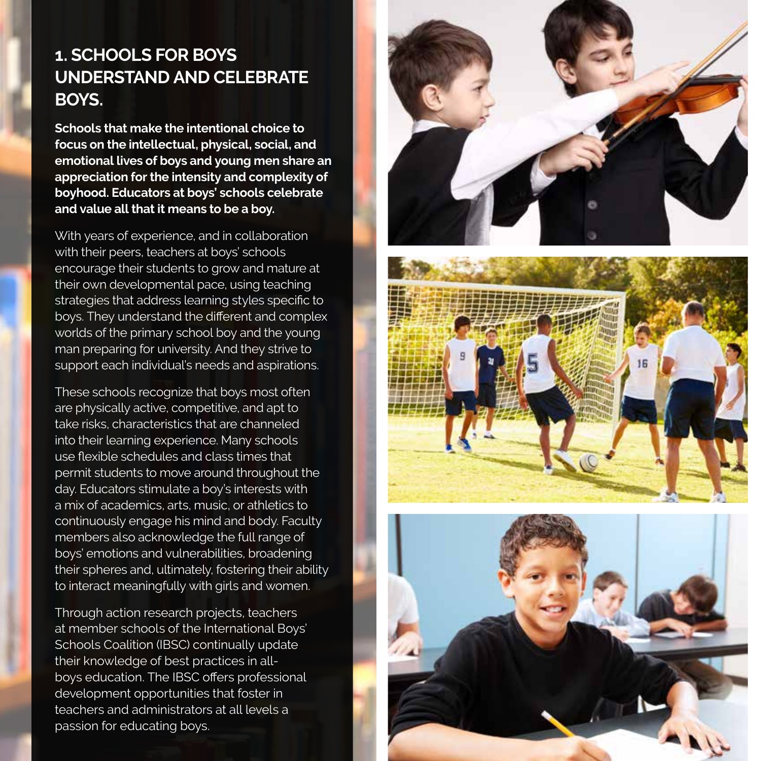## 1. SCHOOLS FOR BOYS UNDERSTAND AND CELEBRATE BOYS.

**Schools that make the intentional choice to focus on the intellectual, physical, social, and emotional lives of boys and young men share an appreciation for the intensity and complexity of boyhood. Educators at boys' schools celebrate and value all that it means to be a boy.**

With years of experience, and in collaboration with their peers, teachers at boys' schools encourage their students to grow and mature at their own developmental pace, using teaching strategies that address learning styles specific to boys. They understand the different and complex worlds of the primary school boy and the young man preparing for university. And they strive to support each individual's needs and aspirations.

These schools recognize that boys most often are physically active, competitive, and apt to take risks, characteristics that are channeled into their learning experience. Many schools use flexible schedules and class times that permit students to move around throughout the day. Educators stimulate a boy's interests with a mix of academics, arts, music, or athletics to continuously engage his mind and body. Faculty members also acknowledge the full range of boys' emotions and vulnerabilities, broadening their spheres and, ultimately, fostering their ability to interact meaningfully with girls and women.

Through action research projects, teachers at member schools of the International Boys' Schools Coalition (IBSC) continually update their knowledge of best practices in all-boys education. The IBSC offers professional development opportunities that foster in teachers and administrators at all levels a passion for educating boys.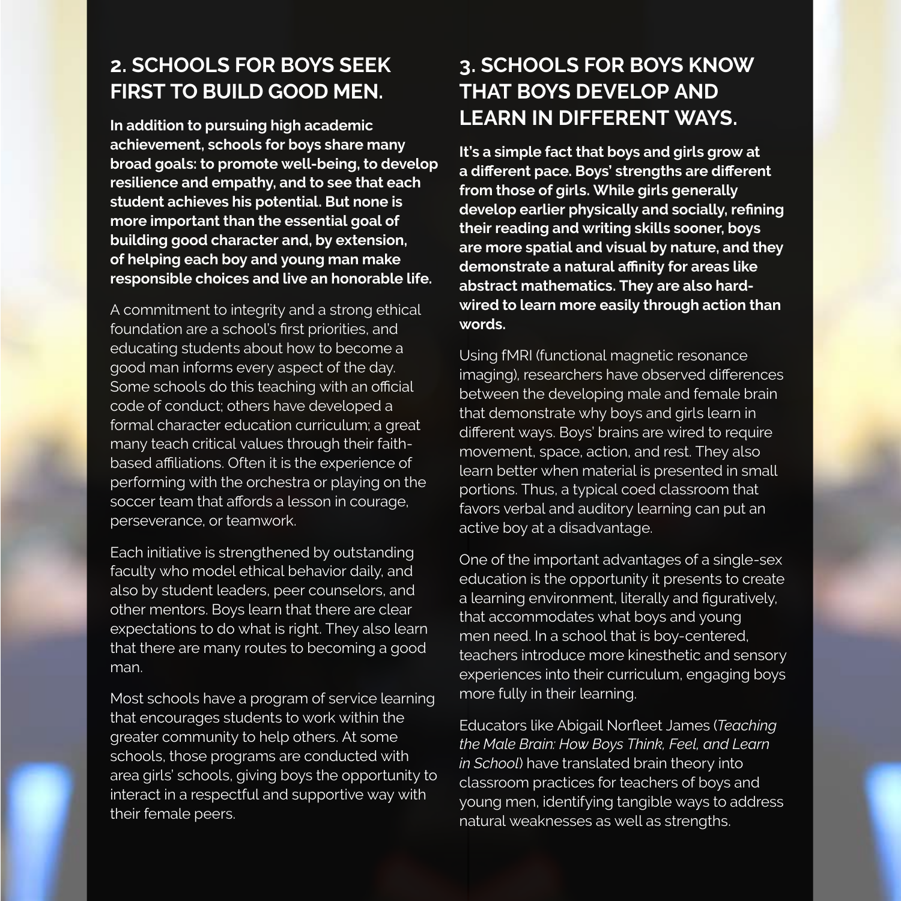## 2. SCHOOLS FOR BOYS SEEK FIRST TO BUILD GOOD MEN.

**In addition to pursuing high academic achievement, schools for boys share many broad goals: to promote well-being, to develop resilience and empathy, and to see that each student achieves his potential. But none is more important than the essential goal of building good character and, by extension, of helping each boy and young man make responsible choices and live an honorable life.**

A commitment to integrity and a strong ethical foundation are a school's first priorities, and educating students about how to become a good man informs every aspect of the day. Some schools do this teaching with an official code of conduct; others have developed a formal character education curriculum; a great many teach critical values through their faith-based affiliations. Often it is the experience of performing with the orchestra or playing on the soccer team that affords a lesson in courage, perseverance, or teamwork.

Each initiative is strengthened by outstanding faculty who model ethical behavior daily, and also by student leaders, peer counselors, and other mentors. Boys learn that there are clear expectations to do what is right. They also learn that there are many routes to becoming a good man.

Most schools have a program of service learning that encourages students to work within the greater community to help others. At some schools, those programs are conducted with area girls' schools, giving boys the opportunity to interact in a respectful and supportive way with their female peers.

## 3. SCHOOLS FOR BOYS KNOW THAT BOYS DEVELOP AND LEARN IN DIFFERENT WAYS.

**It's a simple fact that boys and girls grow at a different pace. Boys' strengths are different from those of girls. While girls generally develop earlier physically and socially, refining their reading and writing skills sooner, boys are more spatial and visual by nature, and they demonstrate a natural affinity for areas like abstract mathematics. They are also hard-wired to learn more easily through action than words.**

Using fMRI (functional magnetic resonance imaging), researchers have observed differences between the developing male and female brain that demonstrate why boys and girls learn in different ways. Boys' brains are wired to require movement, space, action, and rest. They also learn better when material is presented in small portions. Thus, a typical coed classroom that favors verbal and auditory learning can put an active boy at a disadvantage.

One of the important advantages of a single-sex education is the opportunity it presents to create a learning environment, literally and figuratively, that accommodates what boys and young men need. In a school that is boy-centered, teachers introduce more kinesthetic and sensory experiences into their curriculum, engaging boys more fully in their learning.

Educators like Abigail Norfleet James (*Teaching the Male Brain: How Boys Think, Feel, and Learn in School*) have translated brain theory into classroom practices for teachers of boys and young men, identifying tangible ways to address natural weaknesses as well as strengths.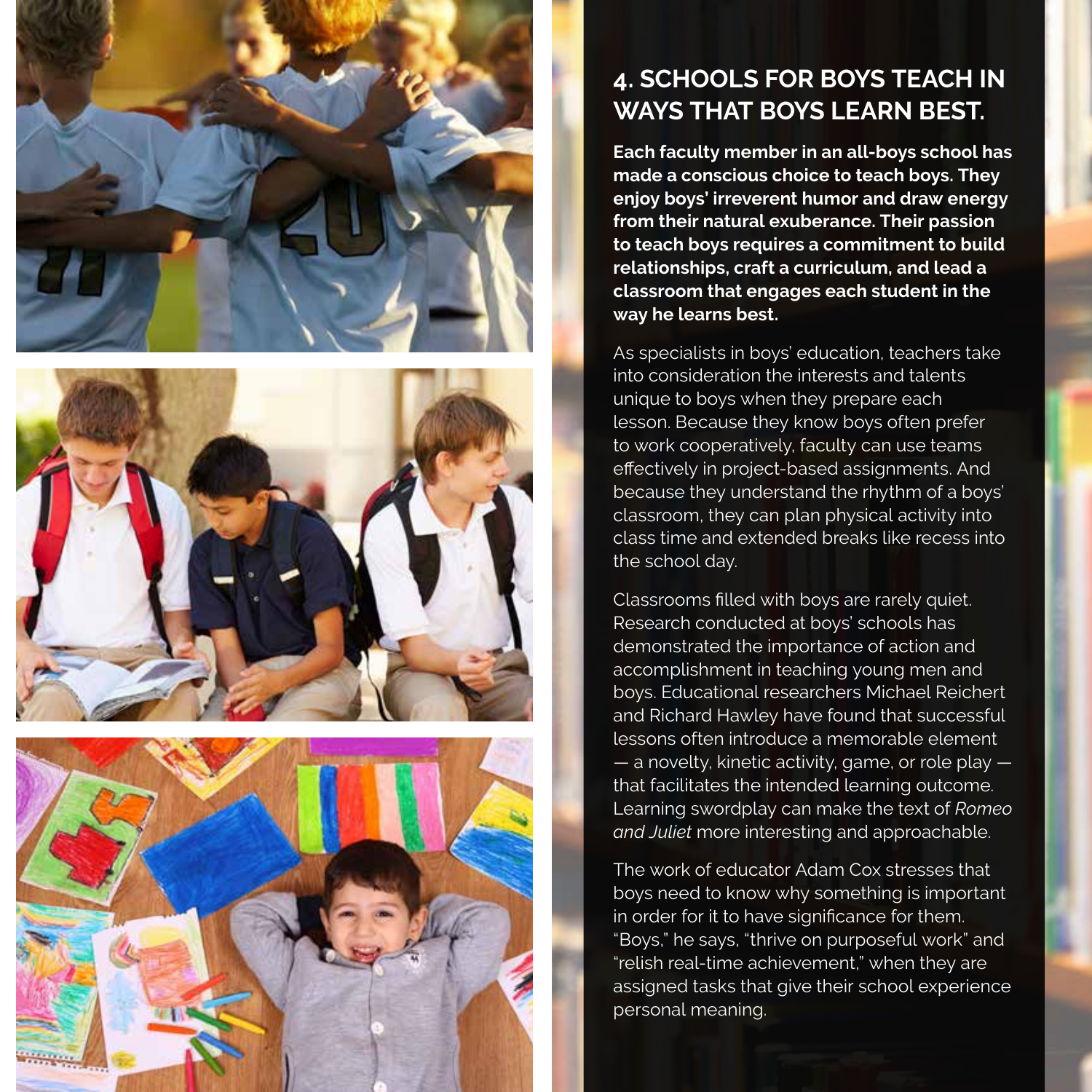## 4. SCHOOLS FOR BOYS TEACH IN WAYS THAT BOYS LEARN BEST.

**Each faculty member in an all-boys school has made a conscious choice to teach boys. They enjoy boys' irreverent humor and draw energy from their natural exuberance. Their passion to teach boys requires a commitment to build relationships, craft a curriculum, and lead a classroom that engages each student in the way he learns best.**

As specialists in boys' education, teachers take into consideration the interests and talents unique to boys when they prepare each lesson. Because they know boys often prefer to work cooperatively, faculty can use teams effectively in project-based assignments. And because they understand the rhythm of a boys' classroom, they can plan physical activity into class time and extended breaks like recess into the school day.

Classrooms filled with boys are rarely quiet. Research conducted at boys' schools has demonstrated the importance of action and accomplishment in teaching young men and boys. Educational researchers Michael Reichert and Richard Hawley have found that successful lessons often introduce a memorable element — a novelty, kinetic activity, game, or role play — that facilitates the intended learning outcome. Learning swordplay can make the text of *Romeo and Juliet* more interesting and approachable.

The work of educator Adam Cox stresses that boys need to know why something is important in order for it to have significance for them. "Boys," he says, "thrive on purposeful work" and "relish real-time achievement," when they are assigned tasks that give their school experience personal meaning.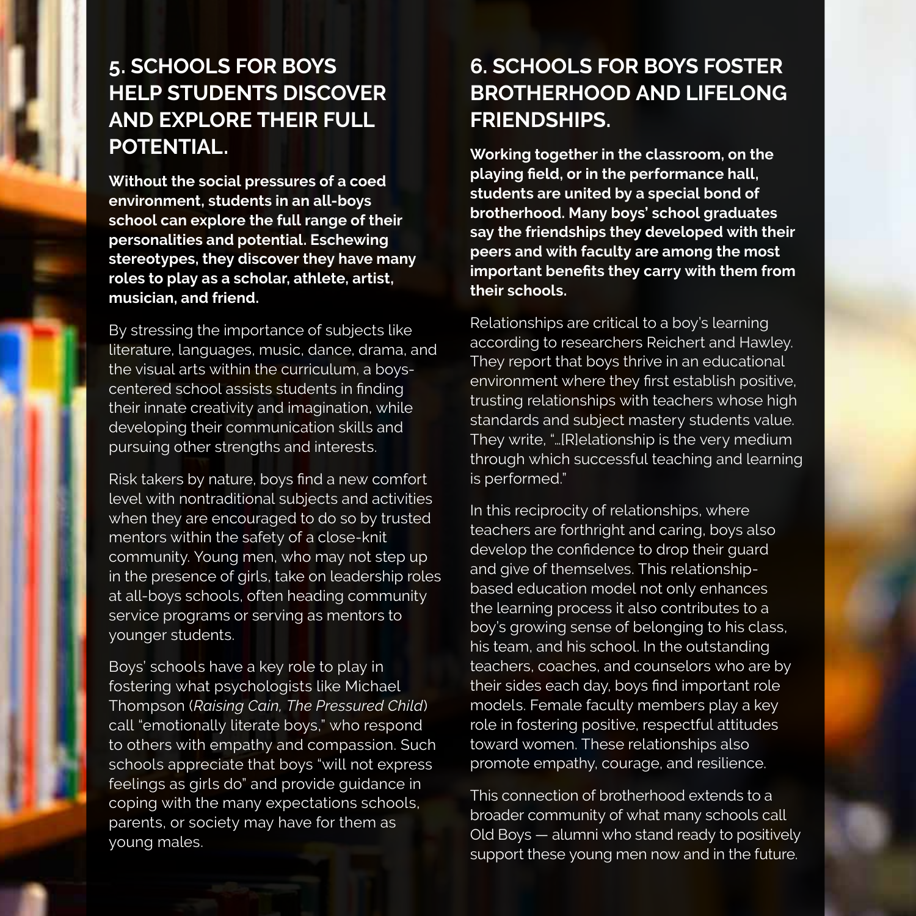## 5. SCHOOLS FOR BOYS HELP STUDENTS DISCOVER AND EXPLORE THEIR FULL POTENTIAL.

**Without the social pressures of a coed environment, students in an all-boys school can explore the full range of their personalities and potential. Eschewing stereotypes, they discover they have many roles to play as a scholar, athlete, artist, musician, and friend.**

By stressing the importance of subjects like literature, languages, music, dance, drama, and the visual arts within the curriculum, a boys-centered school assists students in finding their innate creativity and imagination, while developing their communication skills and pursuing other strengths and interests.

Risk takers by nature, boys find a new comfort level with nontraditional subjects and activities when they are encouraged to do so by trusted mentors within the safety of a close-knit community. Young men, who may not step up in the presence of girls, take on leadership roles at all-boys schools, often heading community service programs or serving as mentors to younger students.

Boys' schools have a key role to play in fostering what psychologists like Michael Thompson (*Raising Cain, The Pressured Child*) call "emotionally literate boys," who respond to others with empathy and compassion. Such schools appreciate that boys "will not express feelings as girls do" and provide guidance in coping with the many expectations schools, parents, or society may have for them as young males.

## 6. SCHOOLS FOR BOYS FOSTER BROTHERHOOD AND LIFELONG FRIENDSHIPS.

**Working together in the classroom, on the playing field, or in the performance hall, students are united by a special bond of brotherhood. Many boys' school graduates say the friendships they developed with their peers and with faculty are among the most important benefits they carry with them from their schools.**

Relationships are critical to a boy's learning according to researchers Reichert and Hawley. They report that boys thrive in an educational environment where they first establish positive, trusting relationships with teachers whose high standards and subject mastery students value. They write, "…[R]elationship is the very medium through which successful teaching and learning is performed."

In this reciprocity of relationships, where teachers are forthright and caring, boys also develop the confidence to drop their guard and give of themselves. This relationship-based education model not only enhances the learning process it also contributes to a boy's growing sense of belonging to his class, his team, and his school. In the outstanding teachers, coaches, and counselors who are by their sides each day, boys find important role models. Female faculty members play a key role in fostering positive, respectful attitudes toward women. These relationships also promote empathy, courage, and resilience.

This connection of brotherhood extends to a broader community of what many schools call Old Boys — alumni who stand ready to positively support these young men now and in the future.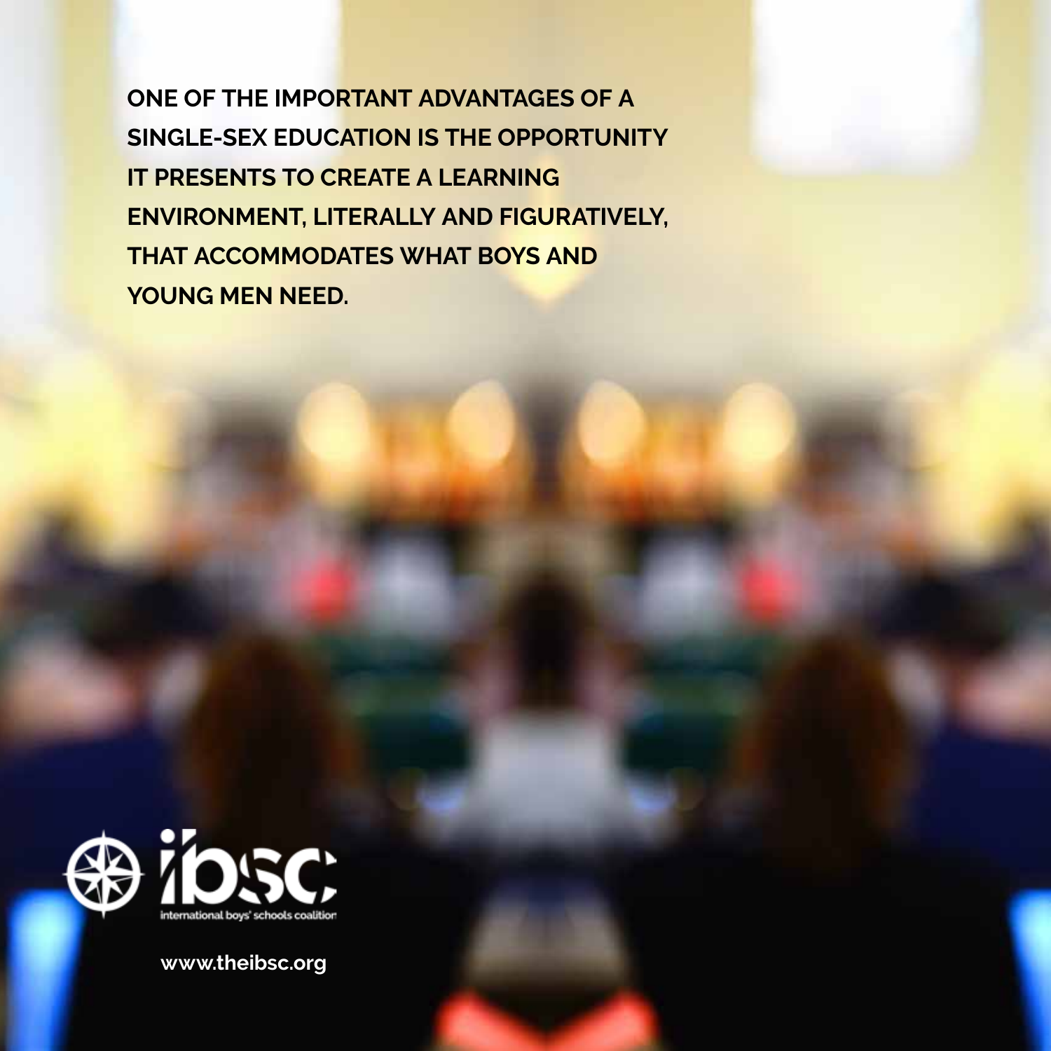**ONE OF THE IMPORTANT ADVANTAGES OF A SINGLE-SEX EDUCATION IS THE OPPORTUNITY IT PRESENTS TO CREATE A LEARNING ENVIRONMENT, LITERALLY AND FIGURATIVELY, THAT ACCOMMODATES WHAT BOYS AND YOUNG MEN NEED.**

ibsc

international boys' schools coalition

www.theibsc.org